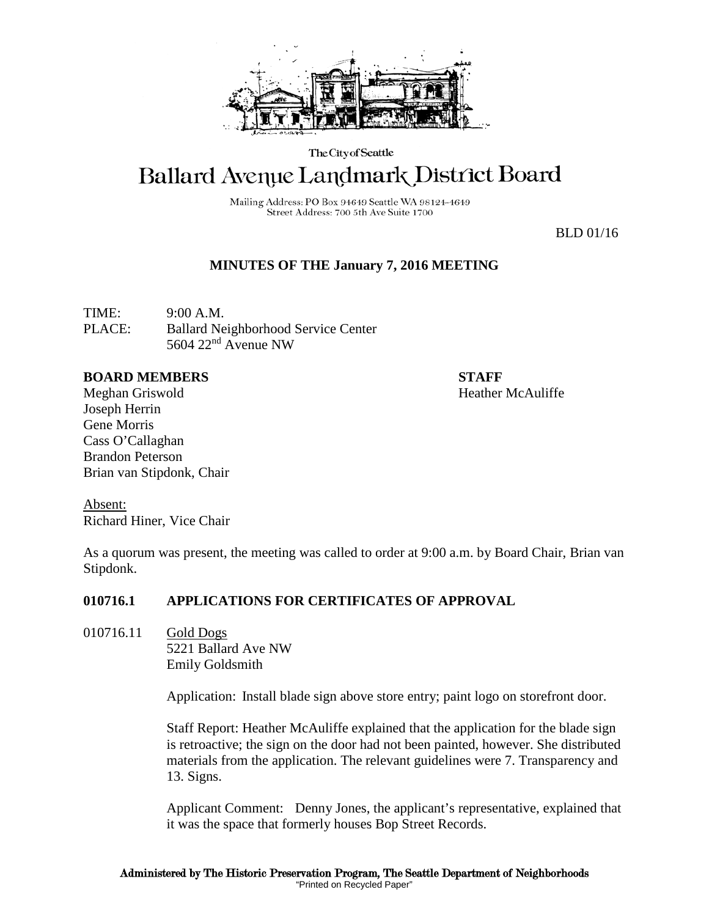The City of Seattle

# Ballard Avenue Landmark District Board

Mailing Address: PO Box 94649 Seattle WA 98124-4649
Street Address: 700 5th Ave Suite 1700

BLD 01/16

## MINUTES OF THE January 7, 2016 MEETING

TIME: 9:00 A.M.
PLACE: Ballard Neighborhood Service Center
5604 22nd Avenue NW

**BOARD MEMBERS**
Meghan Griswold
Joseph Herrin
Gene Morris
Cass O'Callaghan
Brandon Peterson
Brian van Stipdonk, Chair

**STAFF**
Heather McAuliffe

Absent:
Richard Hiner, Vice Chair

As a quorum was present, the meeting was called to order at 9:00 a.m. by Board Chair, Brian van Stipdonk.

### 010716.1 APPLICATIONS FOR CERTIFICATES OF APPROVAL

010716.11 Gold Dogs
5221 Ballard Ave NW
Emily Goldsmith

Application: Install blade sign above store entry; paint logo on storefront door.

Staff Report: Heather McAuliffe explained that the application for the blade sign is retroactive; the sign on the door had not been painted, however. She distributed materials from the application. The relevant guidelines were 7. Transparency and 13. Signs.

Applicant Comment: Denny Jones, the applicant's representative, explained that it was the space that formerly houses Bop Street Records.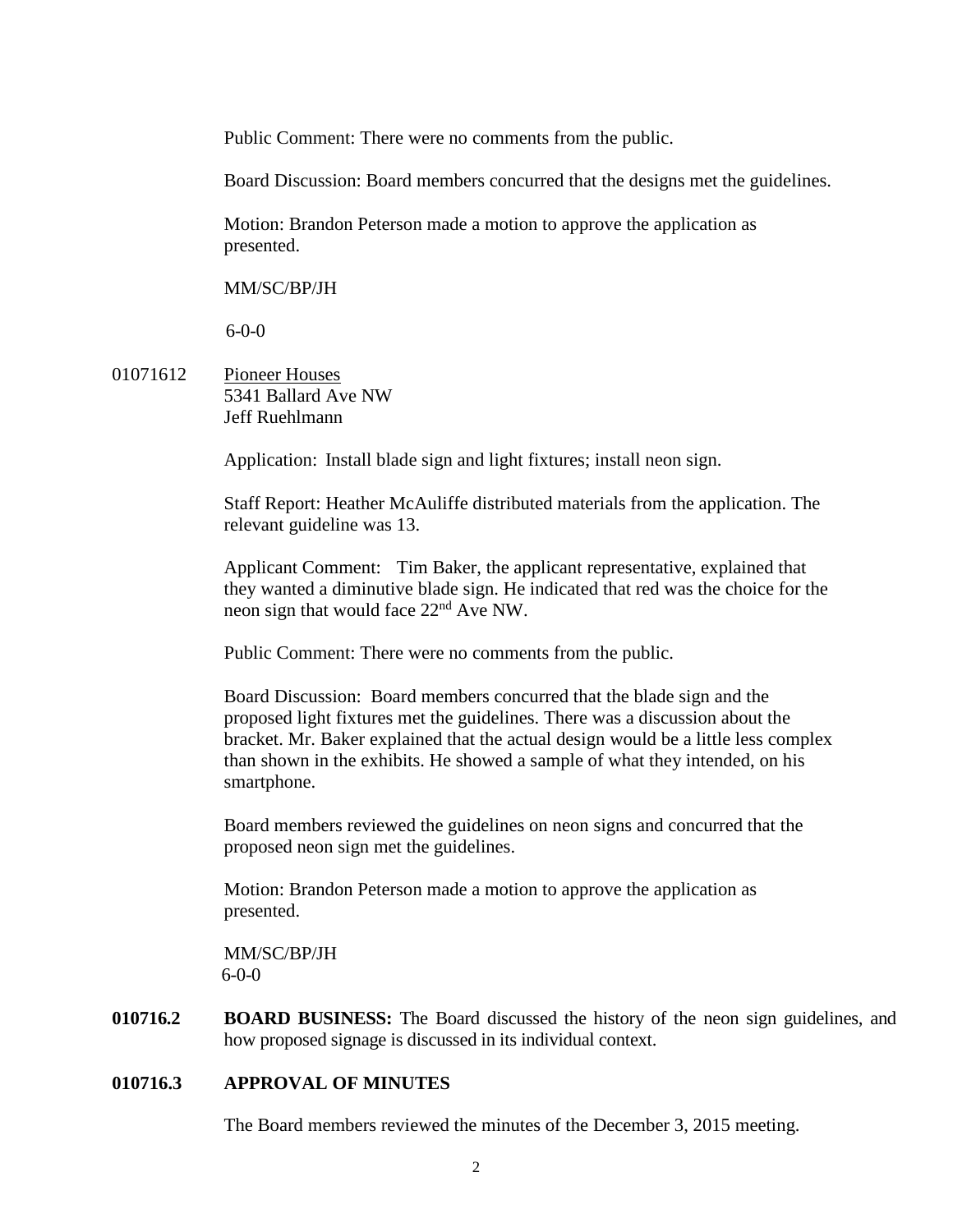Public Comment: There were no comments from the public.

Board Discussion: Board members concurred that the designs met the guidelines.

Motion: Brandon Peterson made a motion to approve the application as presented.

MM/SC/BP/JH

6-0-0

01071612 Pioneer Houses
5341 Ballard Ave NW
Jeff Ruehlmann

Application: Install blade sign and light fixtures; install neon sign.

Staff Report: Heather McAuliffe distributed materials from the application. The relevant guideline was 13.

Applicant Comment: Tim Baker, the applicant representative, explained that they wanted a diminutive blade sign. He indicated that red was the choice for the neon sign that would face 22nd Ave NW.

Public Comment: There were no comments from the public.

Board Discussion: Board members concurred that the blade sign and the proposed light fixtures met the guidelines. There was a discussion about the bracket. Mr. Baker explained that the actual design would be a little less complex than shown in the exhibits. He showed a sample of what they intended, on his smartphone.

Board members reviewed the guidelines on neon signs and concurred that the proposed neon sign met the guidelines.

Motion: Brandon Peterson made a motion to approve the application as presented.

MM/SC/BP/JH
6-0-0

**010716.2 BOARD BUSINESS:** The Board discussed the history of the neon sign guidelines, and how proposed signage is discussed in its individual context.

**010716.3 APPROVAL OF MINUTES**

The Board members reviewed the minutes of the December 3, 2015 meeting.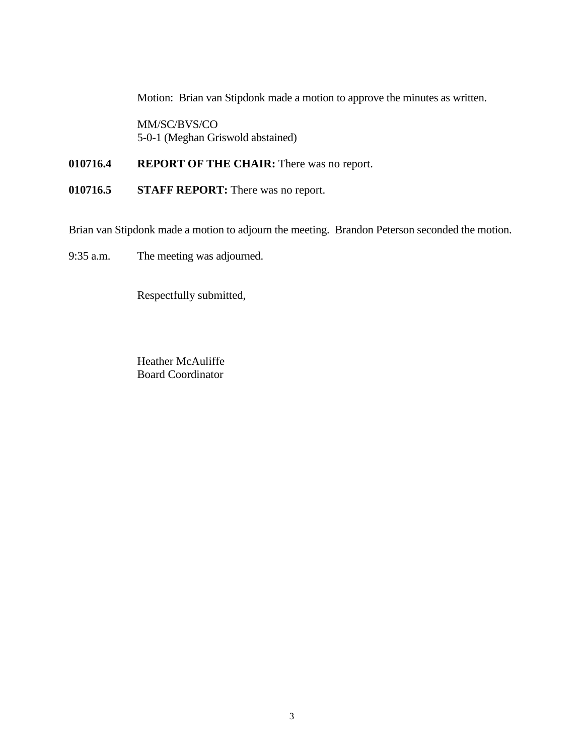Motion: Brian van Stipdonk made a motion to approve the minutes as written.

MM/SC/BVS/CO
5-0-1 (Meghan Griswold abstained)

**010716.4** **REPORT OF THE CHAIR:** There was no report.

**010716.5** **STAFF REPORT:** There was no report.

Brian van Stipdonk made a motion to adjourn the meeting. Brandon Peterson seconded the motion.

9:35 a.m. The meeting was adjourned.

Respectfully submitted,

Heather McAuliffe
Board Coordinator